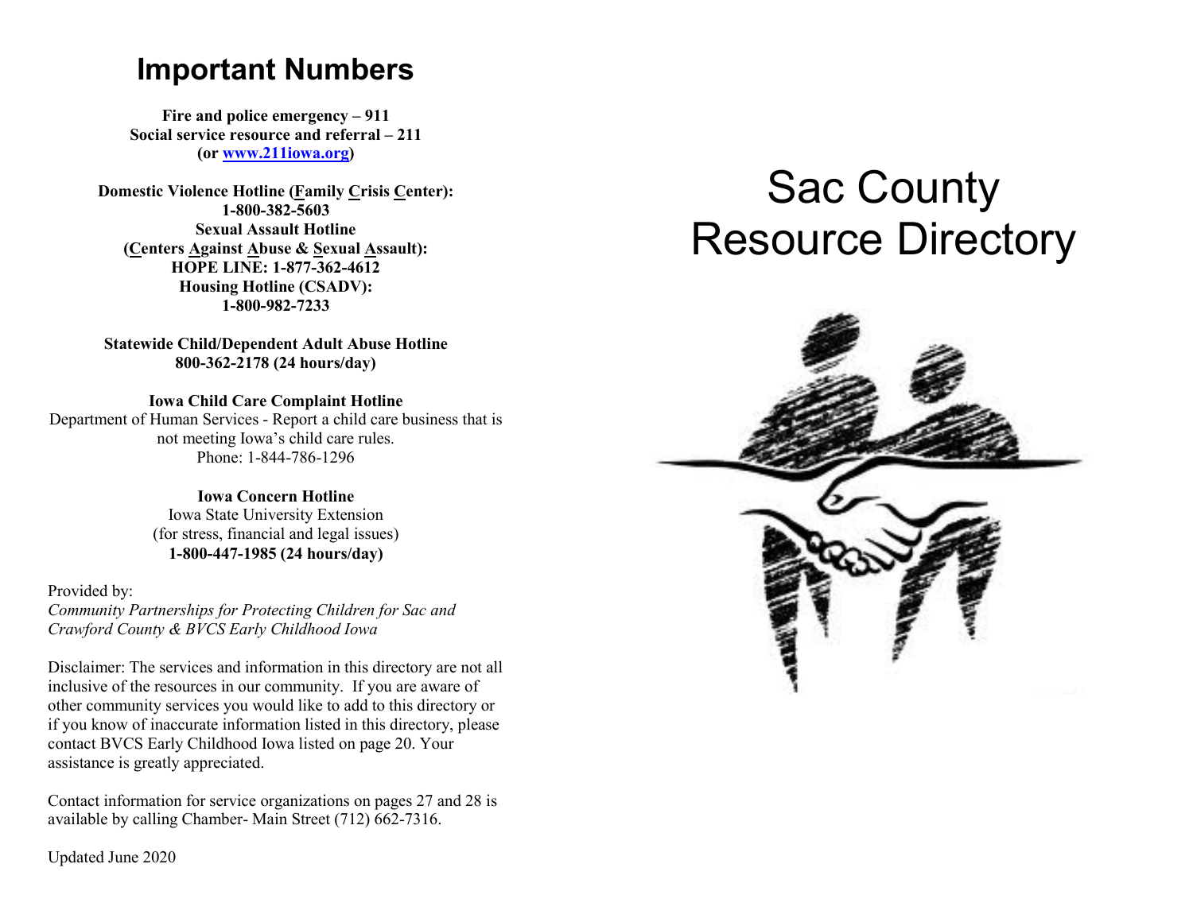## Important Numbers

**Fire and police emergency – 911**
**Social service resource and referral – 211**
**(or [www.211iowa.org](http://www.211iowa.org))**

**Domestic Violence Hotline (Family Crisis Center):**
**1-800-382-5603**
**Sexual Assault Hotline**
**(Centers Against Abuse & Sexual Assault):**
**HOPE LINE: 1-877-362-4612**
**Housing Hotline (CSADV):**
**1-800-982-7233**

**Statewide Child/Dependent Adult Abuse Hotline**
**800-362-2178 (24 hours/day)**

**Iowa Child Care Complaint Hotline**
Department of Human Services - Report a child care business that is not meeting Iowa's child care rules.
Phone: 1-844-786-1296

**Iowa Concern Hotline**
Iowa State University Extension
(for stress, financial and legal issues)
**1-800-447-1985 (24 hours/day)**

Provided by:
*Community Partnerships for Protecting Children for Sac and Crawford County & BVCS Early Childhood Iowa*

Disclaimer: The services and information in this directory are not all inclusive of the resources in our community. If you are aware of other community services you would like to add to this directory or if you know of inaccurate information listed in this directory, please contact BVCS Early Childhood Iowa listed on page 20. Your assistance is greatly appreciated.

Contact information for service organizations on pages 27 and 28 is available by calling Chamber- Main Street (712) 662-7316.

Updated June 2020

# Sac County Resource Directory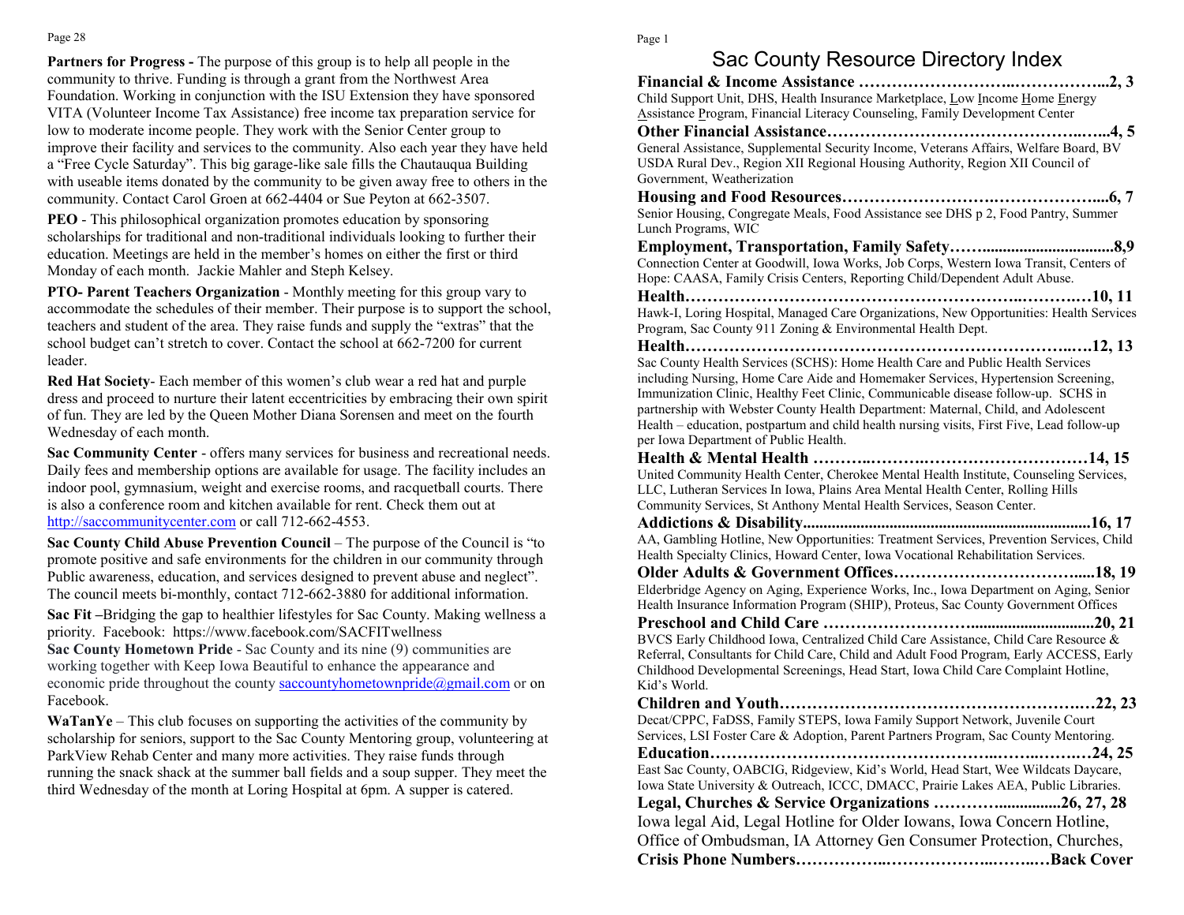**Partners for Progress -** The purpose of this group is to help all people in the community to thrive. Funding is through a grant from the Northwest Area Foundation. Working in conjunction with the ISU Extension they have sponsored VITA (Volunteer Income Tax Assistance) free income tax preparation service for low to moderate income people. They work with the Senior Center group to improve their facility and services to the community. Also each year they have held a "Free Cycle Saturday". This big garage-like sale fills the Chautauqua Building with useable items donated by the community to be given away free to others in the community. Contact Carol Groen at 662-4404 or Sue Peyton at 662-3507.

**PEO** - This philosophical organization promotes education by sponsoring scholarships for traditional and non-traditional individuals looking to further their education. Meetings are held in the member's homes on either the first or third Monday of each month. Jackie Mahler and Steph Kelsey.

**PTO- Parent Teachers Organization** - Monthly meeting for this group vary to accommodate the schedules of their member. Their purpose is to support the school, teachers and student of the area. They raise funds and supply the "extras" that the school budget can't stretch to cover. Contact the school at 662-7200 for current leader.

**Red Hat Society**- Each member of this women's club wear a red hat and purple dress and proceed to nurture their latent eccentricities by embracing their own spirit of fun. They are led by the Queen Mother Diana Sorensen and meet on the fourth Wednesday of each month.

**Sac Community Center** - offers many services for business and recreational needs. Daily fees and membership options are available for usage. The facility includes an indoor pool, gymnasium, weight and exercise rooms, and racquetball courts. There is also a conference room and kitchen available for rent. Check them out at http://saccommunitycenter.com or call 712-662-4553.

**Sac County Child Abuse Prevention Council** – The purpose of the Council is "to promote positive and safe environments for the children in our community through Public awareness, education, and services designed to prevent abuse and neglect". The council meets bi-monthly, contact 712-662-3880 for additional information.

**Sac Fit –**Bridging the gap to healthier lifestyles for Sac County. Making wellness a priority. Facebook: https://www.facebook.com/SACFITwellness

**Sac County Hometown Pride** - Sac County and its nine (9) communities are working together with Keep Iowa Beautiful to enhance the appearance and economic pride throughout the county saccountyhometownpride@gmail.com or on Facebook.

**WaTanYe** – This club focuses on supporting the activities of the community by scholarship for seniors, support to the Sac County Mentoring group, volunteering at ParkView Rehab Center and many more activities. They raise funds through running the snack shack at the summer ball fields and a soup supper. They meet the third Wednesday of the month at Loring Hospital at 6pm. A supper is catered.

# Sac County Resource Directory Index

**Financial & Income Assistance ……………………..……………...2, 3**
Child Support Unit, DHS, Health Insurance Marketplace, Low Income Home Energy Assistance Program, Financial Literacy Counseling, Family Development Center

**Other Financial Assistance……………………………………..…...4, 5**
General Assistance, Supplemental Security Income, Veterans Affairs, Welfare Board, BV USDA Rural Dev., Region XII Regional Housing Authority, Region XII Council of Government, Weatherization

**Housing and Food Resources……………………….………………....6, 7**
Senior Housing, Congregate Meals, Food Assistance see DHS p 2, Food Pantry, Summer Lunch Programs, WIC

**Employment, Transportation, Family Safety……...............................8,9**
Connection Center at Goodwill, Iowa Works, Job Corps, Western Iowa Transit, Centers of Hope: CAASA, Family Crisis Centers, Reporting Child/Dependent Adult Abuse.

**Health…………………………………………………….……….…10, 11**
Hawk-I, Loring Hospital, Managed Care Organizations, New Opportunities: Health Services Program, Sac County 911 Zoning & Environmental Health Dept.

**Health…………………………………………………………..….12, 13**
Sac County Health Services (SCHS): Home Health Care and Public Health Services including Nursing, Home Care Aide and Homemaker Services, Hypertension Screening, Immunization Clinic, Healthy Feet Clinic, Communicable disease follow-up. SCHS in partnership with Webster County Health Department: Maternal, Child, and Adolescent Health – education, postpartum and child health nursing visits, First Five, Lead follow-up per Iowa Department of Public Health.

**Health & Mental Health ………..……….…………………………14, 15**
United Community Health Center, Cherokee Mental Health Institute, Counseling Services, LLC, Lutheran Services In Iowa, Plains Area Mental Health Center, Rolling Hills Community Services, St Anthony Mental Health Services, Season Center.

**Addictions & Disability....................................................................16, 17**
AA, Gambling Hotline, New Opportunities: Treatment Services, Prevention Services, Child Health Specialty Clinics, Howard Center, Iowa Vocational Rehabilitation Services.

**Older Adults & Government Offices……………………………....18, 19**
Elderbridge Agency on Aging, Experience Works, Inc., Iowa Department on Aging, Senior Health Insurance Information Program (SHIP), Proteus, Sac County Government Offices

**Preschool and Child Care ……………………..............................20, 21**
BVCS Early Childhood Iowa, Centralized Child Care Assistance, Child Care Resource & Referral, Consultants for Child Care, Child and Adult Food Program, Early ACCESS, Early Childhood Developmental Screenings, Head Start, Iowa Child Care Complaint Hotline, Kid's World.

**Children and Youth…………………………………………………22, 23**
Decat/CPPC, FaDSS, Family STEPS, Iowa Family Support Network, Juvenile Court Services, LSI Foster Care & Adoption, Parent Partners Program, Sac County Mentoring.

**Education…………………………………………..…….…….…24, 25**
East Sac County, OABCIG, Ridgeview, Kid's World, Head Start, Wee Wildcats Daycare, Iowa State University & Outreach, ICCC, DMACC, Prairie Lakes AEA, Public Libraries.

**Legal, Churches & Service Organizations …………...............26, 27, 28**
Iowa legal Aid, Legal Hotline for Older Iowans, Iowa Concern Hotline, Office of Ombudsman, IA Attorney Gen Consumer Protection, Churches,

**Crisis Phone Numbers……………..………………..……..…Back Cover**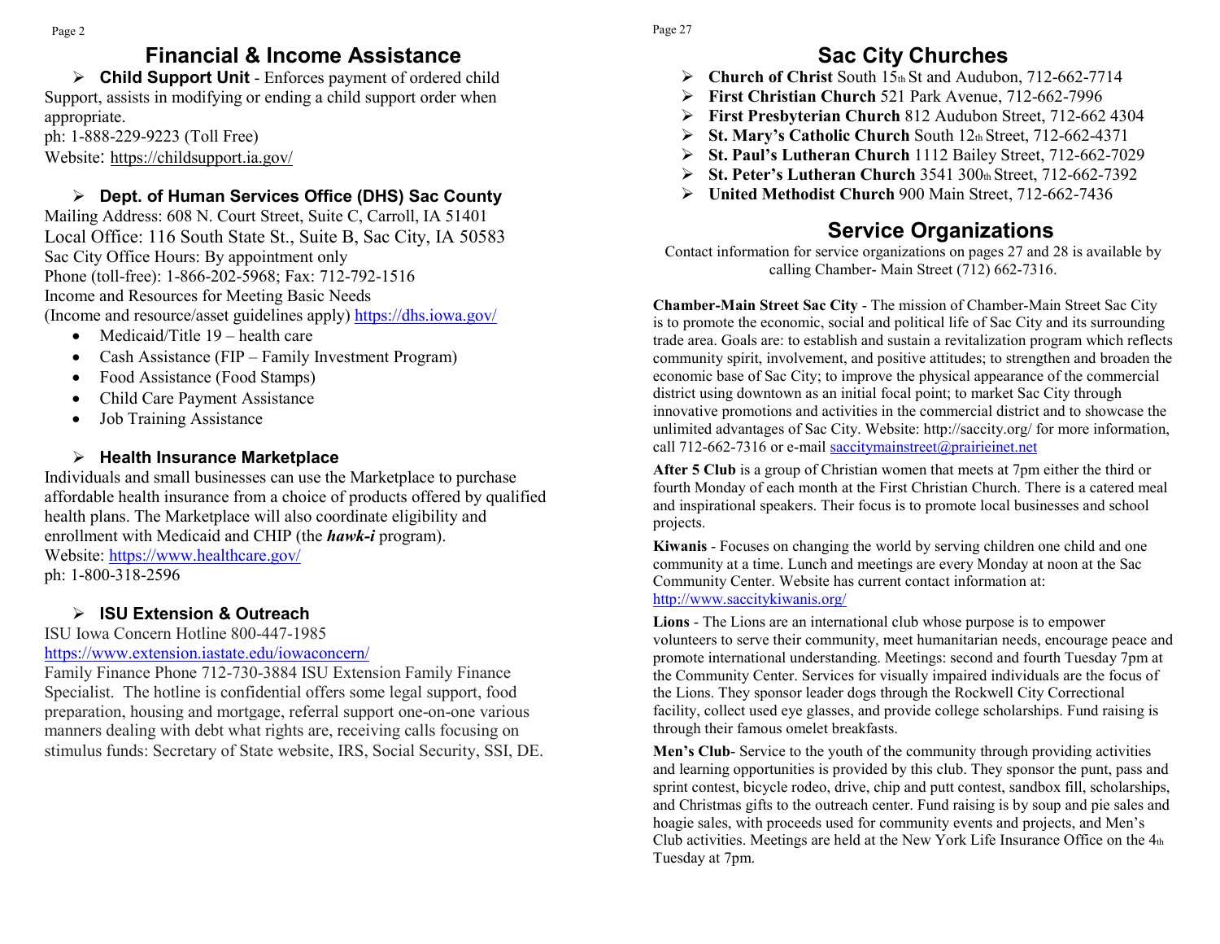## Financial & Income Assistance

- **Child Support Unit** - Enforces payment of ordered child Support, assists in modifying or ending a child support order when appropriate.

ph: 1-888-229-9223 (Toll Free)
Website: https://childsupport.ia.gov/

- **Dept. of Human Services Office (DHS) Sac County**

Mailing Address: 608 N. Court Street, Suite C, Carroll, IA 51401
Local Office: 116 South State St., Suite B, Sac City, IA 50583
Sac City Office Hours: By appointment only
Phone (toll-free): 1-866-202-5968; Fax: 712-792-1516
Income and Resources for Meeting Basic Needs
(Income and resource/asset guidelines apply) https://dhs.iowa.gov/

- Medicaid/Title 19 – health care
- Cash Assistance (FIP – Family Investment Program)
- Food Assistance (Food Stamps)
- Child Care Payment Assistance
- Job Training Assistance

- **Health Insurance Marketplace**

Individuals and small businesses can use the Marketplace to purchase affordable health insurance from a choice of products offered by qualified health plans. The Marketplace will also coordinate eligibility and enrollment with Medicaid and CHIP (the ***hawk-i*** program).
Website: https://www.healthcare.gov/
ph: 1-800-318-2596

- **ISU Extension & Outreach**

ISU Iowa Concern Hotline 800-447-1985
https://www.extension.iastate.edu/iowaconcern/
Family Finance Phone 712-730-3884 ISU Extension Family Finance Specialist. The hotline is confidential offers some legal support, food preparation, housing and mortgage, referral support one-on-one various manners dealing with debt what rights are, receiving calls focusing on stimulus funds: Secretary of State website, IRS, Social Security, SSI, DE.

## Sac City Churches

- **Church of Christ** South 15th St and Audubon, 712-662-7714
- **First Christian Church** 521 Park Avenue, 712-662-7996
- **First Presbyterian Church** 812 Audubon Street, 712-662 4304
- **St. Mary's Catholic Church** South 12th Street, 712-662-4371
- **St. Paul's Lutheran Church** 1112 Bailey Street, 712-662-7029
- **St. Peter's Lutheran Church** 3541 300th Street, 712-662-7392
- **United Methodist Church** 900 Main Street, 712-662-7436

## Service Organizations

Contact information for service organizations on pages 27 and 28 is available by calling Chamber- Main Street (712) 662-7316.

**Chamber-Main Street Sac City** - The mission of Chamber-Main Street Sac City is to promote the economic, social and political life of Sac City and its surrounding trade area. Goals are: to establish and sustain a revitalization program which reflects community spirit, involvement, and positive attitudes; to strengthen and broaden the economic base of Sac City; to improve the physical appearance of the commercial district using downtown as an initial focal point; to market Sac City through innovative promotions and activities in the commercial district and to showcase the unlimited advantages of Sac City. Website: http://saccity.org/ for more information, call 712-662-7316 or e-mail saccitymainstreet@prairieinet.net

**After 5 Club** is a group of Christian women that meets at 7pm either the third or fourth Monday of each month at the First Christian Church. There is a catered meal and inspirational speakers. Their focus is to promote local businesses and school projects.

**Kiwanis** - Focuses on changing the world by serving children one child and one community at a time. Lunch and meetings are every Monday at noon at the Sac Community Center. Website has current contact information at: http://www.saccitykiwanis.org/

**Lions** - The Lions are an international club whose purpose is to empower volunteers to serve their community, meet humanitarian needs, encourage peace and promote international understanding. Meetings: second and fourth Tuesday 7pm at the Community Center. Services for visually impaired individuals are the focus of the Lions. They sponsor leader dogs through the Rockwell City Correctional facility, collect used eye glasses, and provide college scholarships. Fund raising is through their famous omelet breakfasts.

**Men's Club**- Service to the youth of the community through providing activities and learning opportunities is provided by this club. They sponsor the punt, pass and sprint contest, bicycle rodeo, drive, chip and putt contest, sandbox fill, scholarships, and Christmas gifts to the outreach center. Fund raising is by soup and pie sales and hoagie sales, with proceeds used for community events and projects, and Men's Club activities. Meetings are held at the New York Life Insurance Office on the 4th Tuesday at 7pm.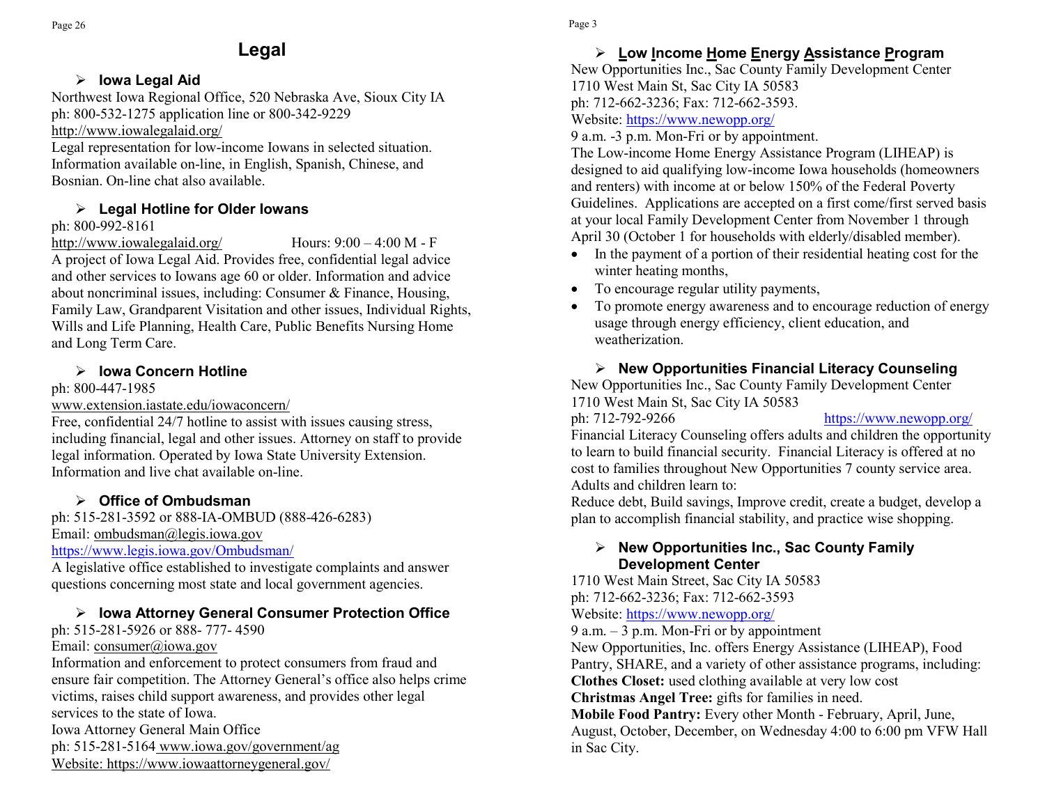# Legal

### ➢ Iowa Legal Aid

Northwest Iowa Regional Office, 520 Nebraska Ave, Sioux City IA
ph: 800-532-1275 application line or 800-342-9229
http://www.iowalegalaid.org/
Legal representation for low-income Iowans in selected situation. Information available on-line, in English, Spanish, Chinese, and Bosnian. On-line chat also available.

### ➢ Legal Hotline for Older Iowans

ph: 800-992-8161
http://www.iowalegalaid.org/ Hours: 9:00 – 4:00 M - F
A project of Iowa Legal Aid. Provides free, confidential legal advice and other services to Iowans age 60 or older. Information and advice about noncriminal issues, including: Consumer & Finance, Housing, Family Law, Grandparent Visitation and other issues, Individual Rights, Wills and Life Planning, Health Care, Public Benefits Nursing Home and Long Term Care.

### ➢ Iowa Concern Hotline

ph: 800-447-1985
www.extension.iastate.edu/iowaconcern/
Free, confidential 24/7 hotline to assist with issues causing stress, including financial, legal and other issues. Attorney on staff to provide legal information. Operated by Iowa State University Extension. Information and live chat available on-line.

### ➢ Office of Ombudsman

ph: 515-281-3592 or 888-IA-OMBUD (888-426-6283)
Email: ombudsman@legis.iowa.gov
https://www.legis.iowa.gov/Ombudsman/
A legislative office established to investigate complaints and answer questions concerning most state and local government agencies.

### ➢ Iowa Attorney General Consumer Protection Office

ph: 515-281-5926 or 888- 777- 4590
Email: consumer@iowa.gov
Information and enforcement to protect consumers from fraud and ensure fair competition. The Attorney General's office also helps crime victims, raises child support awareness, and provides other legal services to the state of Iowa.
Iowa Attorney General Main Office
ph: 515-281-5164 www.iowa.gov/government/ag
Website: https://www.iowaattorneygeneral.gov/

### ➢ Low Income Home Energy Assistance Program

New Opportunities Inc., Sac County Family Development Center
1710 West Main St, Sac City IA 50583
ph: 712-662-3236; Fax: 712-662-3593.
Website: https://www.newopp.org/
9 a.m. -3 p.m. Mon-Fri or by appointment.
The Low-income Home Energy Assistance Program (LIHEAP) is designed to aid qualifying low-income Iowa households (homeowners and renters) with income at or below 150% of the Federal Poverty Guidelines. Applications are accepted on a first come/first served basis at your local Family Development Center from November 1 through April 30 (October 1 for households with elderly/disabled member).

- In the payment of a portion of their residential heating cost for the winter heating months,
- To encourage regular utility payments,
- To promote energy awareness and to encourage reduction of energy usage through energy efficiency, client education, and weatherization.

### ➢ New Opportunities Financial Literacy Counseling

New Opportunities Inc., Sac County Family Development Center
1710 West Main St, Sac City IA 50583
ph: 712-792-9266 https://www.newopp.org/
Financial Literacy Counseling offers adults and children the opportunity to learn to build financial security. Financial Literacy is offered at no cost to families throughout New Opportunities 7 county service area. Adults and children learn to:
Reduce debt, Build savings, Improve credit, create a budget, develop a plan to accomplish financial stability, and practice wise shopping.

### ➢ New Opportunities Inc., Sac County Family Development Center

1710 West Main Street, Sac City IA 50583
ph: 712-662-3236; Fax: 712-662-3593
Website: https://www.newopp.org/
9 a.m. – 3 p.m. Mon-Fri or by appointment
New Opportunities, Inc. offers Energy Assistance (LIHEAP), Food Pantry, SHARE, and a variety of other assistance programs, including:
**Clothes Closet:** used clothing available at very low cost
**Christmas Angel Tree:** gifts for families in need.
**Mobile Food Pantry:** Every other Month - February, April, June, August, October, December, on Wednesday 4:00 to 6:00 pm VFW Hall in Sac City.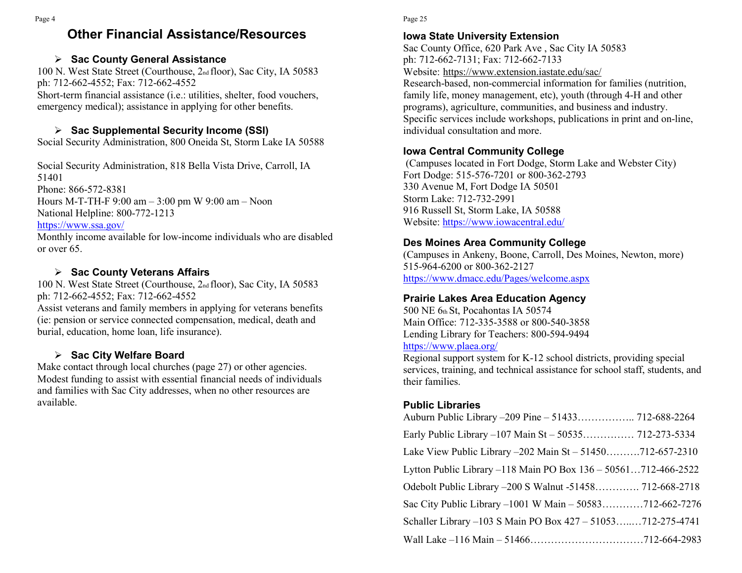# Other Financial Assistance/Resources

- **Sac County General Assistance**

100 N. West State Street (Courthouse, 2nd floor), Sac City, IA 50583
ph: 712-662-4552; Fax: 712-662-4552
Short-term financial assistance (i.e.: utilities, shelter, food vouchers, emergency medical); assistance in applying for other benefits.

- **Sac Supplemental Security Income (SSI)**

Social Security Administration, 800 Oneida St, Storm Lake IA 50588

Social Security Administration, 818 Bella Vista Drive, Carroll, IA 51401
Phone: 866-572-8381
Hours M-T-TH-F 9:00 am – 3:00 pm W 9:00 am – Noon
National Helpline: 800-772-1213
https://www.ssa.gov/
Monthly income available for low-income individuals who are disabled or over 65.

- **Sac County Veterans Affairs**

100 N. West State Street (Courthouse, 2nd floor), Sac City, IA 50583
ph: 712-662-4552; Fax: 712-662-4552
Assist veterans and family members in applying for veterans benefits (ie: pension or service connected compensation, medical, death and burial, education, home loan, life insurance).

- **Sac City Welfare Board**

Make contact through local churches (page 27) or other agencies. Modest funding to assist with essential financial needs of individuals and families with Sac City addresses, when no other resources are available.

### Iowa State University Extension

Sac County Office, 620 Park Ave , Sac City IA 50583
ph: 712-662-7131; Fax: 712-662-7133
Website: https://www.extension.iastate.edu/sac/
Research-based, non-commercial information for families (nutrition, family life, money management, etc), youth (through 4-H and other programs), agriculture, communities, and business and industry. Specific services include workshops, publications in print and on-line, individual consultation and more.

### Iowa Central Community College

(Campuses located in Fort Dodge, Storm Lake and Webster City)
Fort Dodge: 515-576-7201 or 800-362-2793
330 Avenue M, Fort Dodge IA 50501
Storm Lake: 712-732-2991
916 Russell St, Storm Lake, IA 50588
Website: https://www.iowacentral.edu/

### Des Moines Area Community College

(Campuses in Ankeny, Boone, Carroll, Des Moines, Newton, more)
515-964-6200 or 800-362-2127
https://www.dmacc.edu/Pages/welcome.aspx

### Prairie Lakes Area Education Agency

500 NE 6th St, Pocahontas IA 50574
Main Office: 712-335-3588 or 800-540-3858
Lending Library for Teachers: 800-594-9494
https://www.plaea.org/
Regional support system for K-12 school districts, providing special services, training, and technical assistance for school staff, students, and their families.

### Public Libraries

Auburn Public Library –209 Pine – 51433…………….. 712-688-2264

Early Public Library –107 Main St – 50535…………… 712-273-5334

Lake View Public Library –202 Main St – 51450……….712-657-2310

Lytton Public Library –118 Main PO Box 136 – 50561…712-466-2522

Odebolt Public Library –200 S Walnut -51458…………. 712-668-2718

Sac City Public Library –1001 W Main – 50583…………712-662-7276

Schaller Library –103 S Main PO Box 427 – 51053…..…712-275-4741

Wall Lake –116 Main – 51466……………………………712-664-2983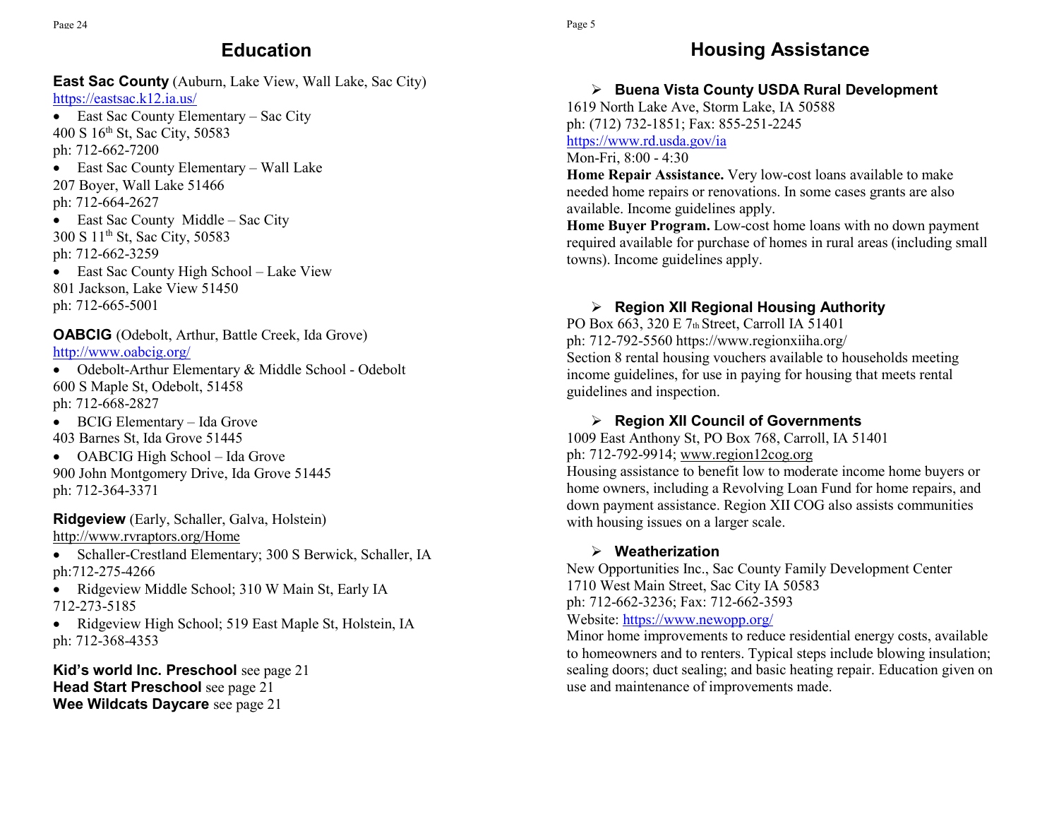# Education

**East Sac County** (Auburn, Lake View, Wall Lake, Sac City)
https://eastsac.k12.ia.us/

- East Sac County Elementary – Sac City

400 S 16th St, Sac City, 50583
ph: 712-662-7200

- East Sac County Elementary – Wall Lake

207 Boyer, Wall Lake 51466
ph: 712-664-2627

- East Sac County Middle – Sac City

300 S 11th St, Sac City, 50583
ph: 712-662-3259

- East Sac County High School – Lake View

801 Jackson, Lake View 51450
ph: 712-665-5001

**OABCIG** (Odebolt, Arthur, Battle Creek, Ida Grove)
http://www.oabcig.org/

- Odebolt-Arthur Elementary & Middle School - Odebolt

600 S Maple St, Odebolt, 51458
ph: 712-668-2827

- BCIG Elementary – Ida Grove

403 Barnes St, Ida Grove 51445

- OABCIG High School – Ida Grove

900 John Montgomery Drive, Ida Grove 51445
ph: 712-364-3371

**Ridgeview** (Early, Schaller, Galva, Holstein)
http://www.rvraptors.org/Home

- Schaller-Crestland Elementary; 300 S Berwick, Schaller, IA

ph:712-275-4266

- Ridgeview Middle School; 310 W Main St, Early IA

712-273-5185

- Ridgeview High School; 519 East Maple St, Holstein, IA

ph: 712-368-4353

**Kid's world Inc. Preschool** see page 21
**Head Start Preschool** see page 21
**Wee Wildcats Daycare** see page 21

# Housing Assistance

- **Buena Vista County USDA Rural Development**

1619 North Lake Ave, Storm Lake, IA 50588
ph: (712) 732-1851; Fax: 855-251-2245
https://www.rd.usda.gov/ia
Mon-Fri, 8:00 - 4:30
**Home Repair Assistance.** Very low-cost loans available to make needed home repairs or renovations. In some cases grants are also available. Income guidelines apply.
**Home Buyer Program.** Low-cost home loans with no down payment required available for purchase of homes in rural areas (including small towns). Income guidelines apply.

- **Region XII Regional Housing Authority**

PO Box 663, 320 E 7th Street, Carroll IA 51401
ph: 712-792-5560 https://www.regionxiiha.org/
Section 8 rental housing vouchers available to households meeting income guidelines, for use in paying for housing that meets rental guidelines and inspection.

- **Region XII Council of Governments**

1009 East Anthony St, PO Box 768, Carroll, IA 51401
ph: 712-792-9914; www.region12cog.org
Housing assistance to benefit low to moderate income home buyers or home owners, including a Revolving Loan Fund for home repairs, and down payment assistance. Region XII COG also assists communities with housing issues on a larger scale.

- **Weatherization**

New Opportunities Inc., Sac County Family Development Center
1710 West Main Street, Sac City IA 50583
ph: 712-662-3236; Fax: 712-662-3593
Website: https://www.newopp.org/
Minor home improvements to reduce residential energy costs, available to homeowners and to renters. Typical steps include blowing insulation; sealing doors; duct sealing; and basic heating repair. Education given on use and maintenance of improvements made.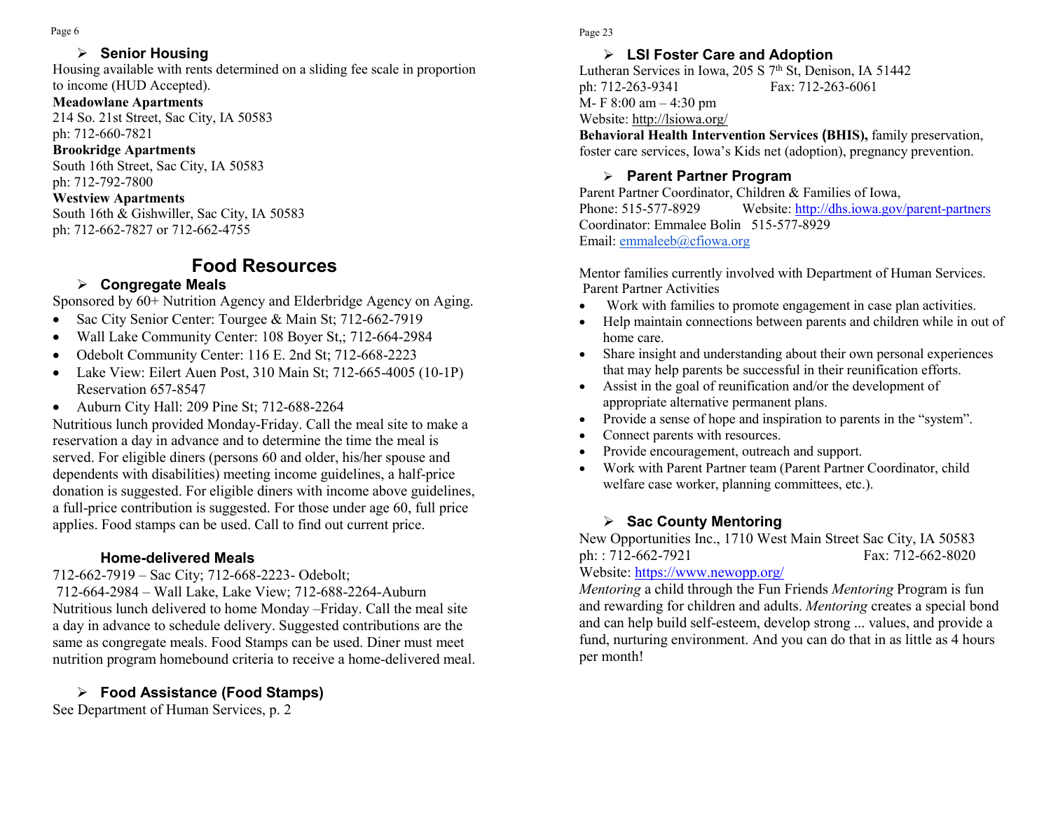### Senior Housing

Housing available with rents determined on a sliding fee scale in proportion to income (HUD Accepted).

**Meadowlane Apartments**
214 So. 21st Street, Sac City, IA 50583
ph: 712-660-7821

**Brookridge Apartments**
South 16th Street, Sac City, IA 50583
ph: 712-792-7800

**Westview Apartments**
South 16th & Gishwiller, Sac City, IA 50583
ph: 712-662-7827 or 712-662-4755

## Food Resources

### Congregate Meals

Sponsored by 60+ Nutrition Agency and Elderbridge Agency on Aging.

- Sac City Senior Center: Tourgee & Main St; 712-662-7919
- Wall Lake Community Center: 108 Boyer St,; 712-664-2984
- Odebolt Community Center: 116 E. 2nd St; 712-668-2223
- Lake View: Eilert Auen Post, 310 Main St; 712-665-4005 (10-1P) Reservation 657-8547
- Auburn City Hall: 209 Pine St; 712-688-2264

Nutritious lunch provided Monday-Friday. Call the meal site to make a reservation a day in advance and to determine the time the meal is served. For eligible diners (persons 60 and older, his/her spouse and dependents with disabilities) meeting income guidelines, a half-price donation is suggested. For eligible diners with income above guidelines, a full-price contribution is suggested. For those under age 60, full price applies. Food stamps can be used. Call to find out current price.

### Home-delivered Meals

712-662-7919 – Sac City; 712-668-2223- Odebolt;
712-664-2984 – Wall Lake, Lake View; 712-688-2264-Auburn
Nutritious lunch delivered to home Monday –Friday. Call the meal site a day in advance to schedule delivery. Suggested contributions are the same as congregate meals. Food Stamps can be used. Diner must meet nutrition program homebound criteria to receive a home-delivered meal.

### Food Assistance (Food Stamps)

See Department of Human Services, p. 2

### LSI Foster Care and Adoption

Lutheran Services in Iowa, 205 S 7th St, Denison, IA 51442
ph: 712-263-9341 Fax: 712-263-6061
M- F 8:00 am – 4:30 pm
Website: http://lsiowa.org/
**Behavioral Health Intervention Services (BHIS),** family preservation, foster care services, Iowa's Kids net (adoption), pregnancy prevention.

### Parent Partner Program

Parent Partner Coordinator, Children & Families of Iowa,
Phone: 515-577-8929 Website: http://dhs.iowa.gov/parent-partners
Coordinator: Emmalee Bolin 515-577-8929
Email: emmaleeb@cfiowa.org

Mentor families currently involved with Department of Human Services.
Parent Partner Activities

- Work with families to promote engagement in case plan activities.
- Help maintain connections between parents and children while in out of home care.
- Share insight and understanding about their own personal experiences that may help parents be successful in their reunification efforts.
- Assist in the goal of reunification and/or the development of appropriate alternative permanent plans.
- Provide a sense of hope and inspiration to parents in the "system".
- Connect parents with resources.
- Provide encouragement, outreach and support.
- Work with Parent Partner team (Parent Partner Coordinator, child welfare case worker, planning committees, etc.).

### Sac County Mentoring

New Opportunities Inc., 1710 West Main Street Sac City, IA 50583
ph: : 712-662-7921 Fax: 712-662-8020
Website: https://www.newopp.org/

*Mentoring* a child through the Fun Friends *Mentoring* Program is fun and rewarding for children and adults. *Mentoring* creates a special bond and can help build self-esteem, develop strong ... values, and provide a fund, nurturing environment. And you can do that in as little as 4 hours per month!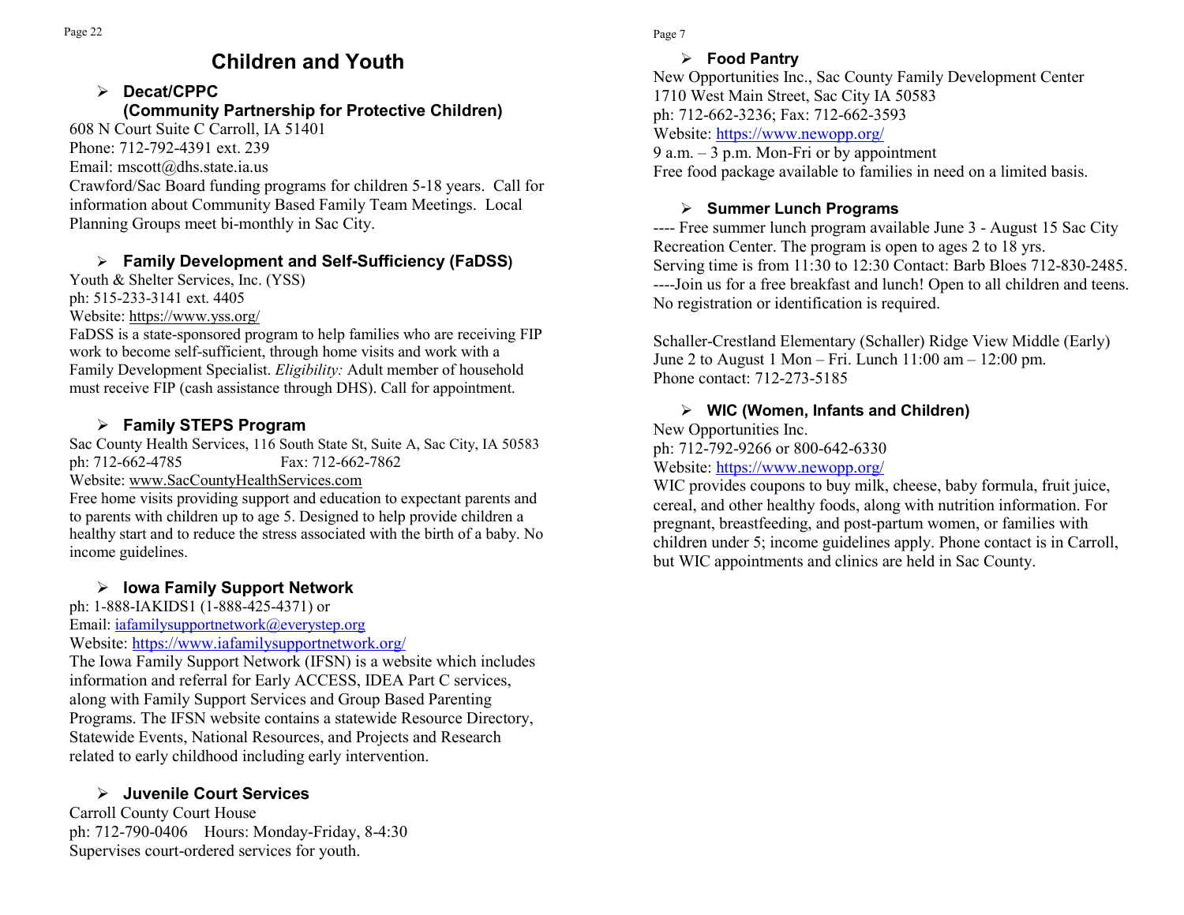# Children and Youth

- **Decat/CPPC (Community Partnership for Protective Children)**

608 N Court Suite C Carroll, IA 51401
Phone: 712-792-4391 ext. 239
Email: mscott@dhs.state.ia.us
Crawford/Sac Board funding programs for children 5-18 years. Call for information about Community Based Family Team Meetings. Local Planning Groups meet bi-monthly in Sac City.

- **Family Development and Self-Sufficiency (FaDSS)**

Youth & Shelter Services, Inc. (YSS)
ph: 515-233-3141 ext. 4405
Website: https://www.yss.org/
FaDSS is a state-sponsored program to help families who are receiving FIP work to become self-sufficient, through home visits and work with a Family Development Specialist. *Eligibility:* Adult member of household must receive FIP (cash assistance through DHS). Call for appointment.

- **Family STEPS Program**

Sac County Health Services, 116 South State St, Suite A, Sac City, IA 50583
ph: 712-662-4785 Fax: 712-662-7862
Website: www.SacCountyHealthServices.com
Free home visits providing support and education to expectant parents and to parents with children up to age 5. Designed to help provide children a healthy start and to reduce the stress associated with the birth of a baby. No income guidelines.

- **Iowa Family Support Network**

ph: 1-888-IAKIDS1 (1-888-425-4371) or
Email: iafamilysupportnetwork@everystep.org
Website: https://www.iafamilysupportnetwork.org/
The Iowa Family Support Network (IFSN) is a website which includes information and referral for Early ACCESS, IDEA Part C services, along with Family Support Services and Group Based Parenting Programs. The IFSN website contains a statewide Resource Directory, Statewide Events, National Resources, and Projects and Research related to early childhood including early intervention.

- **Juvenile Court Services**

Carroll County Court House
ph: 712-790-0406 Hours: Monday-Friday, 8-4:30
Supervises court-ordered services for youth.

- **Food Pantry**

New Opportunities Inc., Sac County Family Development Center
1710 West Main Street, Sac City IA 50583
ph: 712-662-3236; Fax: 712-662-3593
Website: https://www.newopp.org/
9 a.m. – 3 p.m. Mon-Fri or by appointment
Free food package available to families in need on a limited basis.

- **Summer Lunch Programs**

---- Free summer lunch program available June 3 - August 15 Sac City Recreation Center. The program is open to ages 2 to 18 yrs.
Serving time is from 11:30 to 12:30 Contact: Barb Bloes 712-830-2485.
----Join us for a free breakfast and lunch! Open to all children and teens. No registration or identification is required.

Schaller-Crestland Elementary (Schaller) Ridge View Middle (Early)
June 2 to August 1 Mon – Fri. Lunch 11:00 am – 12:00 pm.
Phone contact: 712-273-5185

- **WIC (Women, Infants and Children)**

New Opportunities Inc.
ph: 712-792-9266 or 800-642-6330
Website: https://www.newopp.org/
WIC provides coupons to buy milk, cheese, baby formula, fruit juice, cereal, and other healthy foods, along with nutrition information. For pregnant, breastfeeding, and post-partum women, or families with children under 5; income guidelines apply. Phone contact is in Carroll, but WIC appointments and clinics are held in Sac County.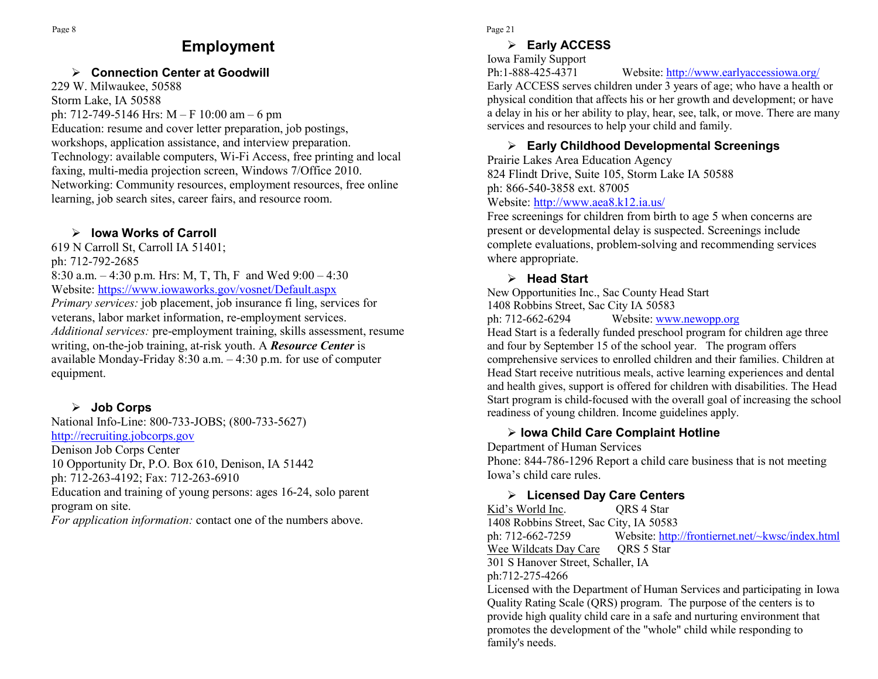# Employment

- **Connection Center at Goodwill**

229 W. Milwaukee, 50588
Storm Lake, IA 50588
ph: 712-749-5146 Hrs: M – F 10:00 am – 6 pm
Education: resume and cover letter preparation, job postings, workshops, application assistance, and interview preparation.
Technology: available computers, Wi-Fi Access, free printing and local faxing, multi-media projection screen, Windows 7/Office 2010.
Networking: Community resources, employment resources, free online learning, job search sites, career fairs, and resource room.

- **Iowa Works of Carroll**

619 N Carroll St, Carroll IA 51401;
ph: 712-792-2685
8:30 a.m. – 4:30 p.m. Hrs: M, T, Th, F and Wed 9:00 – 4:30
Website: https://www.iowaworks.gov/vosnet/Default.aspx
*Primary services:* job placement, job insurance fi ling, services for veterans, labor market information, re-employment services.
*Additional services:* pre-employment training, skills assessment, resume writing, on-the-job training, at-risk youth. A ***Resource Center*** is available Monday-Friday 8:30 a.m. – 4:30 p.m. for use of computer equipment.

- **Job Corps**

National Info-Line: 800-733-JOBS; (800-733-5627)
http://recruiting.jobcorps.gov
Denison Job Corps Center
10 Opportunity Dr, P.O. Box 610, Denison, IA 51442
ph: 712-263-4192; Fax: 712-263-6910
Education and training of young persons: ages 16-24, solo parent program on site.
*For application information:* contact one of the numbers above.

- **Early ACCESS**

Iowa Family Support
Ph:1-888-425-4371 Website: http://www.earlyaccessiowa.org/
Early ACCESS serves children under 3 years of age; who have a health or physical condition that affects his or her growth and development; or have a delay in his or her ability to play, hear, see, talk, or move. There are many services and resources to help your child and family.

- **Early Childhood Developmental Screenings**

Prairie Lakes Area Education Agency
824 Flindt Drive, Suite 105, Storm Lake IA 50588
ph: 866-540-3858 ext. 87005
Website: http://www.aea8.k12.ia.us/
Free screenings for children from birth to age 5 when concerns are present or developmental delay is suspected. Screenings include complete evaluations, problem-solving and recommending services where appropriate.

- **Head Start**

New Opportunities Inc., Sac County Head Start
1408 Robbins Street, Sac City IA 50583
ph: 712-662-6294 Website: www.newopp.org
Head Start is a federally funded preschool program for children age three and four by September 15 of the school year. The program offers comprehensive services to enrolled children and their families. Children at Head Start receive nutritious meals, active learning experiences and dental and health gives, support is offered for children with disabilities. The Head Start program is child-focused with the overall goal of increasing the school readiness of young children. Income guidelines apply.

- **Iowa Child Care Complaint Hotline**

Department of Human Services
Phone: 844-786-1296 Report a child care business that is not meeting Iowa's child care rules.

- **Licensed Day Care Centers**

Kid's World Inc. QRS 4 Star
1408 Robbins Street, Sac City, IA 50583
ph: 712-662-7259 Website: http://frontiernet.net/~kwsc/index.html
Wee Wildcats Day Care QRS 5 Star
301 S Hanover Street, Schaller, IA
ph:712-275-4266
Licensed with the Department of Human Services and participating in Iowa Quality Rating Scale (QRS) program. The purpose of the centers is to provide high quality child care in a safe and nurturing environment that promotes the development of the "whole" child while responding to family's needs.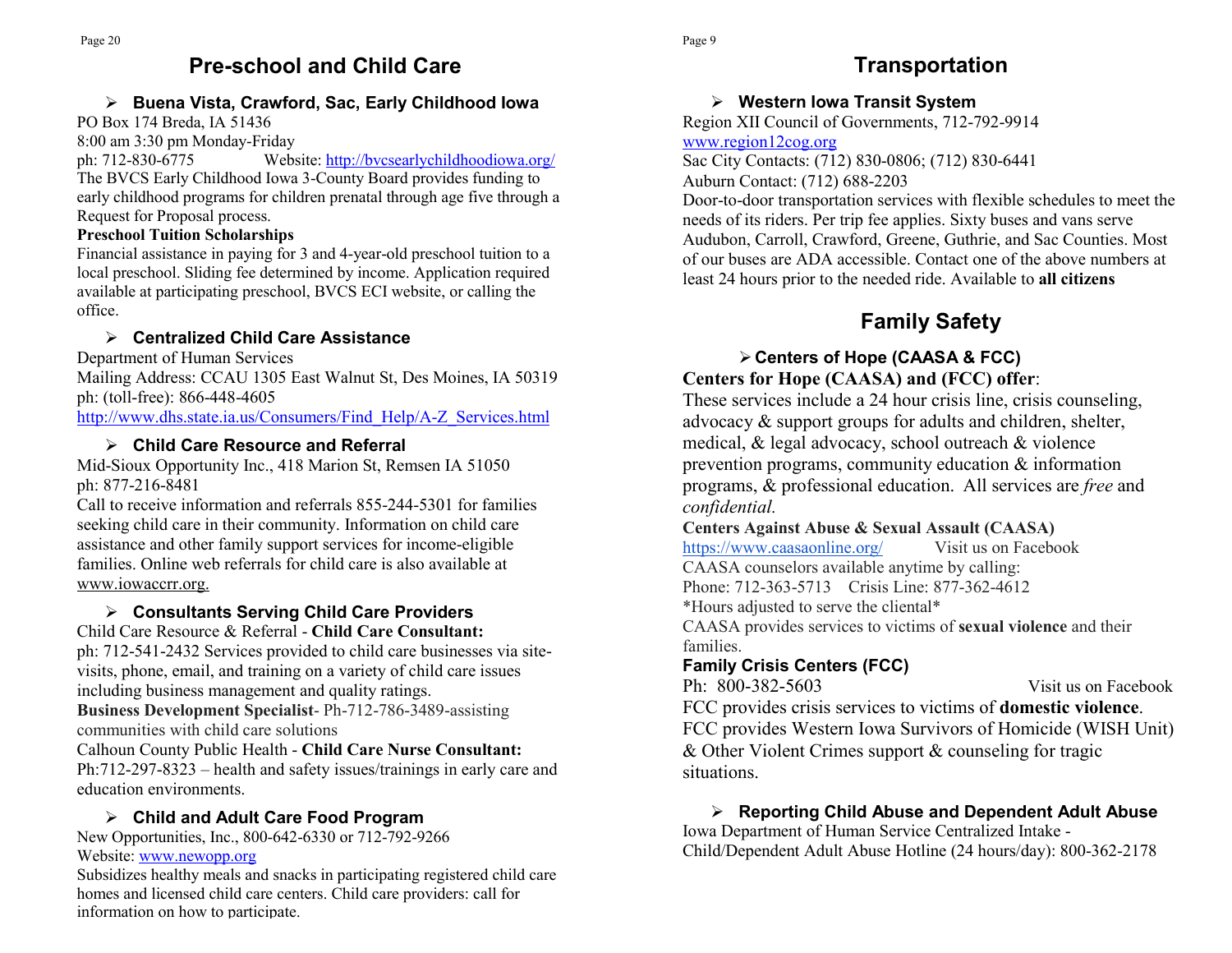## Pre-school and Child Care

### Buena Vista, Crawford, Sac, Early Childhood Iowa

PO Box 174 Breda, IA 51436
8:00 am 3:30 pm Monday-Friday
ph: 712-830-6775 Website: http://bvcsearlychildhoodiowa.org/
The BVCS Early Childhood Iowa 3-County Board provides funding to early childhood programs for children prenatal through age five through a Request for Proposal process.

**Preschool Tuition Scholarships**
Financial assistance in paying for 3 and 4-year-old preschool tuition to a local preschool. Sliding fee determined by income. Application required available at participating preschool, BVCS ECI website, or calling the office.

### Centralized Child Care Assistance

Department of Human Services
Mailing Address: CCAU 1305 East Walnut St, Des Moines, IA 50319
ph: (toll-free): 866-448-4605
http://www.dhs.state.ia.us/Consumers/Find_Help/A-Z_Services.html

### Child Care Resource and Referral

Mid-Sioux Opportunity Inc., 418 Marion St, Remsen IA 51050
ph: 877-216-8481
Call to receive information and referrals 855-244-5301 for families seeking child care in their community. Information on child care assistance and other family support services for income-eligible families. Online web referrals for child care is also available at www.iowaccrr.org.

### Consultants Serving Child Care Providers

Child Care Resource & Referral - **Child Care Consultant:**
ph: 712-541-2432 Services provided to child care businesses via site-visits, phone, email, and training on a variety of child care issues including business management and quality ratings.
**Business Development Specialist**- Ph-712-786-3489-assisting communities with child care solutions
Calhoun County Public Health - **Child Care Nurse Consultant:**
Ph:712-297-8323 – health and safety issues/trainings in early care and education environments.

### Child and Adult Care Food Program

New Opportunities, Inc., 800-642-6330 or 712-792-9266
Website: www.newopp.org
Subsidizes healthy meals and snacks in participating registered child care homes and licensed child care centers. Child care providers: call for information on how to participate.

## Transportation

### Western Iowa Transit System

Region XII Council of Governments, 712-792-9914
www.region12cog.org
Sac City Contacts: (712) 830-0806; (712) 830-6441
Auburn Contact: (712) 688-2203
Door-to-door transportation services with flexible schedules to meet the needs of its riders. Per trip fee applies. Sixty buses and vans serve Audubon, Carroll, Crawford, Greene, Guthrie, and Sac Counties. Most of our buses are ADA accessible. Contact one of the above numbers at least 24 hours prior to the needed ride. Available to **all citizens**

## Family Safety

### Centers of Hope (CAASA & FCC)

**Centers for Hope (CAASA) and (FCC) offer**:
These services include a 24 hour crisis line, crisis counseling, advocacy & support groups for adults and children, shelter, medical, & legal advocacy, school outreach & violence prevention programs, community education & information programs, & professional education. All services are *free* and *confidential.*

**Centers Against Abuse & Sexual Assault (CAASA)**
https://www.caasaonline.org/ Visit us on Facebook
CAASA counselors available anytime by calling:
Phone: 712-363-5713 Crisis Line: 877-362-4612
*Hours adjusted to serve the cliental*
CAASA provides services to victims of **sexual violence** and their families.

**Family Crisis Centers (FCC)**
Ph: 800-382-5603 Visit us on Facebook
FCC provides crisis services to victims of **domestic violence**.
FCC provides Western Iowa Survivors of Homicide (WISH Unit) & Other Violent Crimes support & counseling for tragic situations.

### Reporting Child Abuse and Dependent Adult Abuse

Iowa Department of Human Service Centralized Intake -
Child/Dependent Adult Abuse Hotline (24 hours/day): 800-362-2178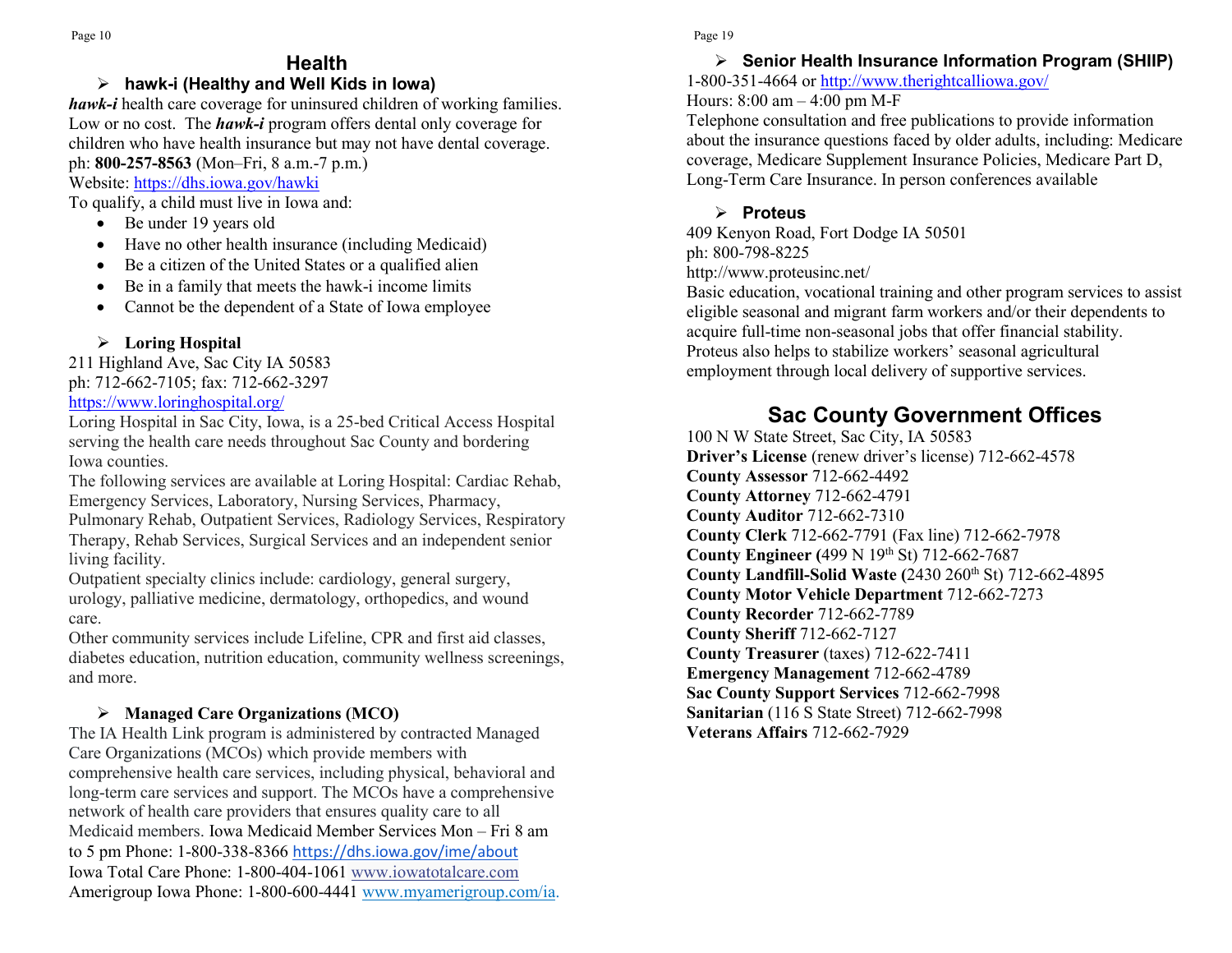# Health

## hawk-i (Healthy and Well Kids in Iowa)

***hawk-i*** health care coverage for uninsured children of working families. Low or no cost. The ***hawk-i*** program offers dental only coverage for children who have health insurance but may not have dental coverage.
ph: **800-257-8563** (Mon–Fri, 8 a.m.-7 p.m.)
Website: https://dhs.iowa.gov/hawki
To qualify, a child must live in Iowa and:

- Be under 19 years old
- Have no other health insurance (including Medicaid)
- Be a citizen of the United States or a qualified alien
- Be in a family that meets the hawk-i income limits
- Cannot be the dependent of a State of Iowa employee

## Loring Hospital

211 Highland Ave, Sac City IA 50583
ph: 712-662-7105; fax: 712-662-3297
https://www.loringhospital.org/
Loring Hospital in Sac City, Iowa, is a 25-bed Critical Access Hospital serving the health care needs throughout Sac County and bordering Iowa counties.
The following services are available at Loring Hospital: Cardiac Rehab, Emergency Services, Laboratory, Nursing Services, Pharmacy, Pulmonary Rehab, Outpatient Services, Radiology Services, Respiratory Therapy, Rehab Services, Surgical Services and an independent senior living facility.
Outpatient specialty clinics include: cardiology, general surgery, urology, palliative medicine, dermatology, orthopedics, and wound care.
Other community services include Lifeline, CPR and first aid classes, diabetes education, nutrition education, community wellness screenings, and more.

## Managed Care Organizations (MCO)

The IA Health Link program is administered by contracted Managed Care Organizations (MCOs) which provide members with comprehensive health care services, including physical, behavioral and long-term care services and support. The MCOs have a comprehensive network of health care providers that ensures quality care to all Medicaid members. Iowa Medicaid Member Services Mon – Fri 8 am to 5 pm Phone: 1-800-338-8366 https://dhs.iowa.gov/ime/about
Iowa Total Care Phone: 1-800-404-1061 www.iowatotalcare.com
Amerigroup Iowa Phone: 1-800-600-4441 www.myamerigroup.com/ia.

## Senior Health Insurance Information Program (SHIIP)

1-800-351-4664 or http://www.therightcalliowa.gov/
Hours: 8:00 am – 4:00 pm M-F
Telephone consultation and free publications to provide information about the insurance questions faced by older adults, including: Medicare coverage, Medicare Supplement Insurance Policies, Medicare Part D, Long-Term Care Insurance. In person conferences available

## Proteus

409 Kenyon Road, Fort Dodge IA 50501
ph: 800-798-8225
http://www.proteusinc.net/
Basic education, vocational training and other program services to assist eligible seasonal and migrant farm workers and/or their dependents to acquire full-time non-seasonal jobs that offer financial stability. Proteus also helps to stabilize workers' seasonal agricultural employment through local delivery of supportive services.

# Sac County Government Offices

100 N W State Street, Sac City, IA 50583
**Driver's License** (renew driver's license) 712-662-4578
**County Assessor** 712-662-4492
**County Attorney** 712-662-4791
**County Auditor** 712-662-7310
**County Clerk** 712-662-7791 (Fax line) 712-662-7978
**County Engineer (**499 N 19th St) 712-662-7687
**County Landfill-Solid Waste (**2430 260th St) 712-662-4895
**County Motor Vehicle Department** 712-662-7273
**County Recorder** 712-662-7789
**County Sheriff** 712-662-7127
**County Treasurer** (taxes) 712-622-7411
**Emergency Management** 712-662-4789
**Sac County Support Services** 712-662-7998
**Sanitarian** (116 S State Street) 712-662-7998
**Veterans Affairs** 712-662-7929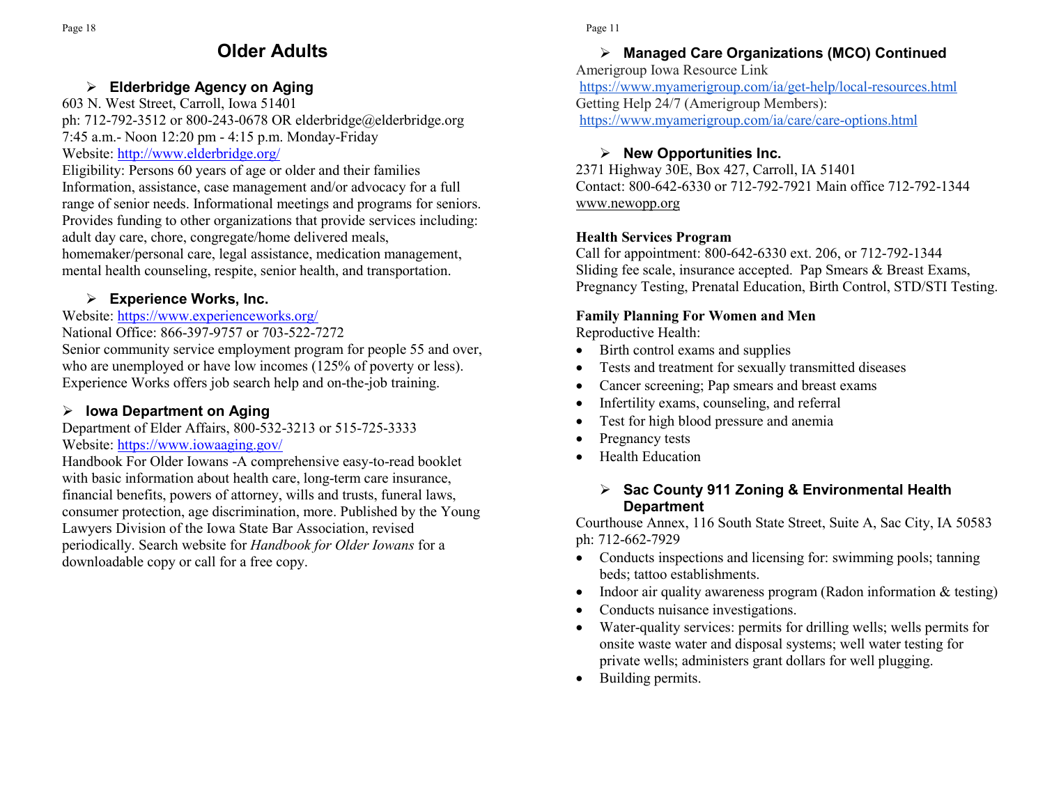# Older Adults

## Elderbridge Agency on Aging

603 N. West Street, Carroll, Iowa 51401
ph: 712-792-3512 or 800-243-0678 OR elderbridge@elderbridge.org
7:45 a.m.- Noon 12:20 pm - 4:15 p.m. Monday-Friday
Website: http://www.elderbridge.org/
Eligibility: Persons 60 years of age or older and their families
Information, assistance, case management and/or advocacy for a full range of senior needs. Informational meetings and programs for seniors. Provides funding to other organizations that provide services including: adult day care, chore, congregate/home delivered meals, homemaker/personal care, legal assistance, medication management, mental health counseling, respite, senior health, and transportation.

## Experience Works, Inc.

Website: https://www.experienceworks.org/
National Office: 866-397-9757 or 703-522-7272
Senior community service employment program for people 55 and over, who are unemployed or have low incomes (125% of poverty or less). Experience Works offers job search help and on-the-job training.

## Iowa Department on Aging

Department of Elder Affairs, 800-532-3213 or 515-725-3333
Website: https://www.iowaaging.gov/
Handbook For Older Iowans -A comprehensive easy-to-read booklet with basic information about health care, long-term care insurance, financial benefits, powers of attorney, wills and trusts, funeral laws, consumer protection, age discrimination, more. Published by the Young Lawyers Division of the Iowa State Bar Association, revised periodically. Search website for *Handbook for Older Iowans* for a downloadable copy or call for a free copy.

## Managed Care Organizations (MCO) Continued

Amerigroup Iowa Resource Link
https://www.myamerigroup.com/ia/get-help/local-resources.html
Getting Help 24/7 (Amerigroup Members):
https://www.myamerigroup.com/ia/care/care-options.html

## New Opportunities Inc.

2371 Highway 30E, Box 427, Carroll, IA 51401
Contact: 800-642-6330 or 712-792-7921 Main office 712-792-1344
www.newopp.org

**Health Services Program**
Call for appointment: 800-642-6330 ext. 206, or 712-792-1344
Sliding fee scale, insurance accepted. Pap Smears & Breast Exams, Pregnancy Testing, Prenatal Education, Birth Control, STD/STI Testing.

**Family Planning For Women and Men**
Reproductive Health:

- Birth control exams and supplies
- Tests and treatment for sexually transmitted diseases
- Cancer screening; Pap smears and breast exams
- Infertility exams, counseling, and referral
- Test for high blood pressure and anemia
- Pregnancy tests
- Health Education

## Sac County 911 Zoning & Environmental Health Department

Courthouse Annex, 116 South State Street, Suite A, Sac City, IA 50583
ph: 712-662-7929

- Conducts inspections and licensing for: swimming pools; tanning beds; tattoo establishments.
- Indoor air quality awareness program (Radon information & testing)
- Conducts nuisance investigations.
- Water-quality services: permits for drilling wells; wells permits for onsite waste water and disposal systems; well water testing for private wells; administers grant dollars for well plugging.
- Building permits.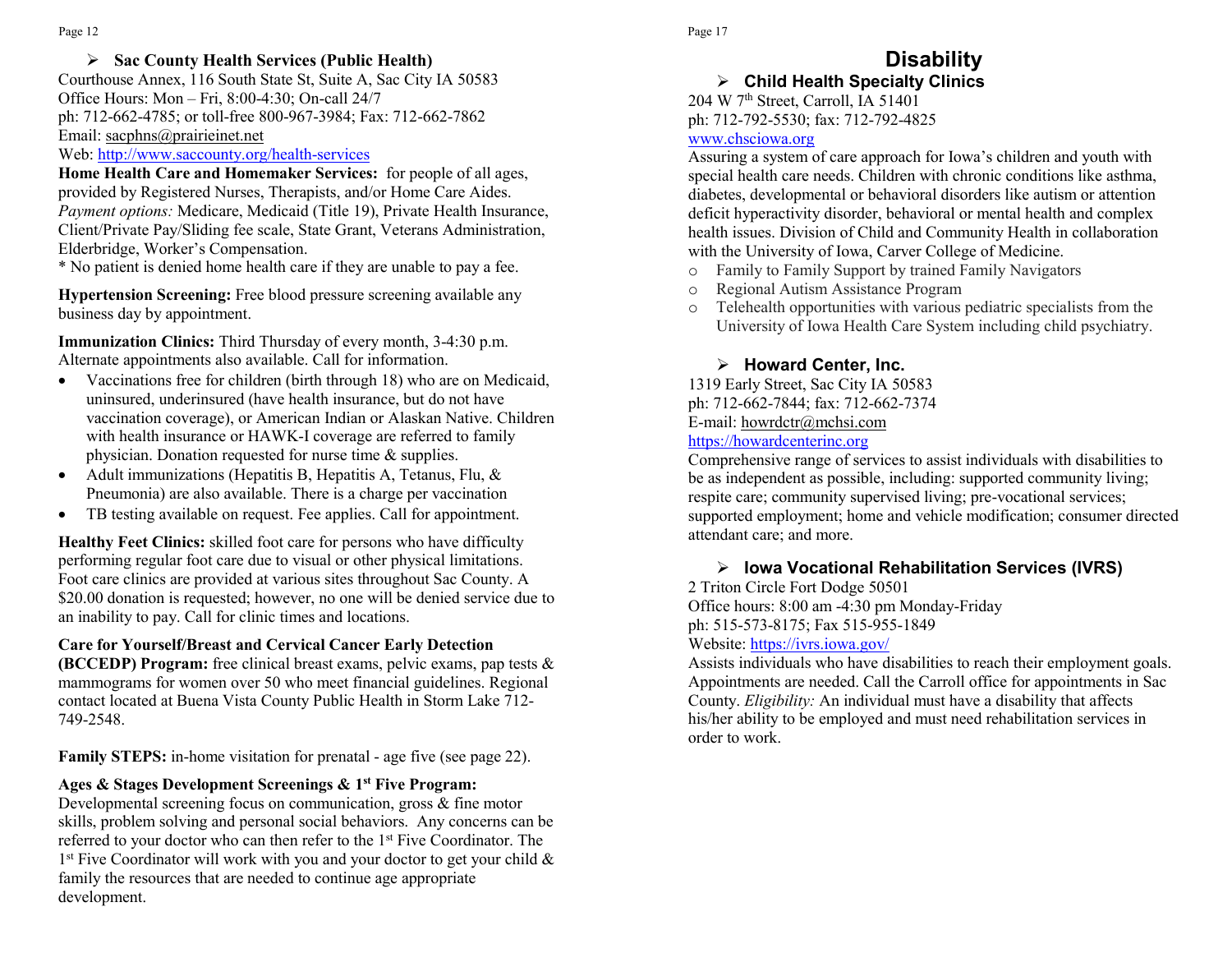## Sac County Health Services (Public Health)

Courthouse Annex, 116 South State St, Suite A, Sac City IA 50583
Office Hours: Mon – Fri, 8:00-4:30; On-call 24/7
ph: 712-662-4785; or toll-free 800-967-3984; Fax: 712-662-7862
Email: sacphns@prairieinet.net
Web: http://www.saccounty.org/health-services

**Home Health Care and Homemaker Services:** for people of all ages, provided by Registered Nurses, Therapists, and/or Home Care Aides. *Payment options:* Medicare, Medicaid (Title 19), Private Health Insurance, Client/Private Pay/Sliding fee scale, State Grant, Veterans Administration, Elderbridge, Worker's Compensation.
* No patient is denied home health care if they are unable to pay a fee.

**Hypertension Screening:** Free blood pressure screening available any business day by appointment.

**Immunization Clinics:** Third Thursday of every month, 3-4:30 p.m. Alternate appointments also available. Call for information.

- Vaccinations free for children (birth through 18) who are on Medicaid, uninsured, underinsured (have health insurance, but do not have vaccination coverage), or American Indian or Alaskan Native. Children with health insurance or HAWK-I coverage are referred to family physician. Donation requested for nurse time & supplies.
- Adult immunizations (Hepatitis B, Hepatitis A, Tetanus, Flu, & Pneumonia) are also available. There is a charge per vaccination
- TB testing available on request. Fee applies. Call for appointment.

**Healthy Feet Clinics:** skilled foot care for persons who have difficulty performing regular foot care due to visual or other physical limitations. Foot care clinics are provided at various sites throughout Sac County. A $20.00 donation is requested; however, no one will be denied service due to an inability to pay. Call for clinic times and locations.

**Care for Yourself/Breast and Cervical Cancer Early Detection (BCCEDP) Program:** free clinical breast exams, pelvic exams, pap tests & mammograms for women over 50 who meet financial guidelines. Regional contact located at Buena Vista County Public Health in Storm Lake 712-749-2548.

**Family STEPS:** in-home visitation for prenatal - age five (see page 22).

**Ages & Stages Development Screenings & 1st Five Program:** Developmental screening focus on communication, gross & fine motor skills, problem solving and personal social behaviors. Any concerns can be referred to your doctor who can then refer to the 1st Five Coordinator. The 1st Five Coordinator will work with you and your doctor to get your child & family the resources that are needed to continue age appropriate development.

# Disability

## Child Health Specialty Clinics

204 W 7th Street, Carroll, IA 51401
ph: 712-792-5530; fax: 712-792-4825
www.chsciowa.org

Assuring a system of care approach for Iowa's children and youth with special health care needs. Children with chronic conditions like asthma, diabetes, developmental or behavioral disorders like autism or attention deficit hyperactivity disorder, behavioral or mental health and complex health issues. Division of Child and Community Health in collaboration with the University of Iowa, Carver College of Medicine.

- Family to Family Support by trained Family Navigators
- Regional Autism Assistance Program
- Telehealth opportunities with various pediatric specialists from the University of Iowa Health Care System including child psychiatry.

## Howard Center, Inc.

1319 Early Street, Sac City IA 50583
ph: 712-662-7844; fax: 712-662-7374
E-mail: howrdctr@mchsi.com
https://howardcenterinc.org

Comprehensive range of services to assist individuals with disabilities to be as independent as possible, including: supported community living; respite care; community supervised living; pre-vocational services; supported employment; home and vehicle modification; consumer directed attendant care; and more.

## Iowa Vocational Rehabilitation Services (IVRS)

2 Triton Circle Fort Dodge 50501
Office hours: 8:00 am -4:30 pm Monday-Friday
ph: 515-573-8175; Fax 515-955-1849
Website: https://ivrs.iowa.gov/

Assists individuals who have disabilities to reach their employment goals. Appointments are needed. Call the Carroll office for appointments in Sac County. *Eligibility:* An individual must have a disability that affects his/her ability to be employed and must need rehabilitation services in order to work.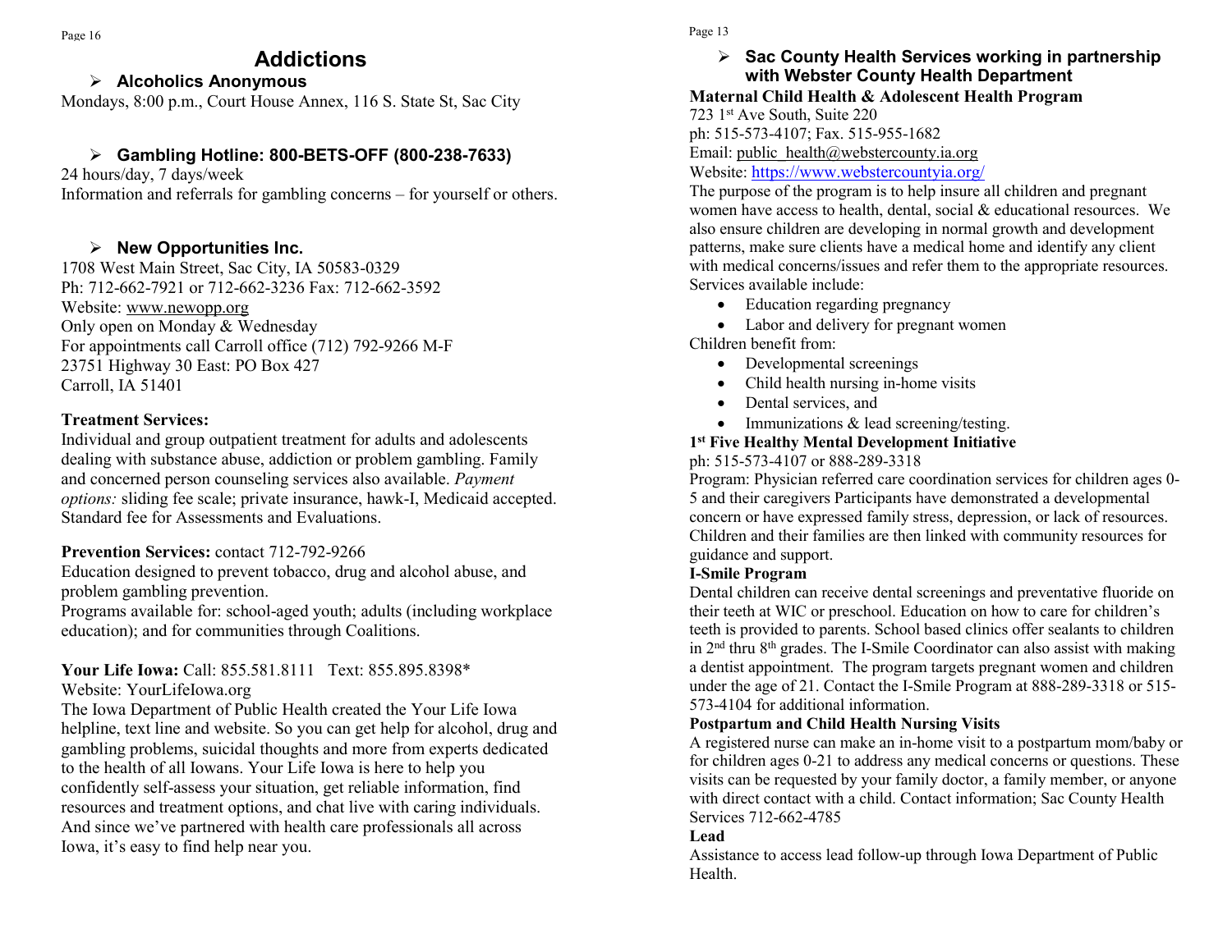# Addictions

- **Alcoholics Anonymous**

Mondays, 8:00 p.m., Court House Annex, 116 S. State St, Sac City

- **Gambling Hotline: 800-BETS-OFF (800-238-7633)**

24 hours/day, 7 days/week
Information and referrals for gambling concerns – for yourself or others.

- **New Opportunities Inc.**

1708 West Main Street, Sac City, IA 50583-0329
Ph: 712-662-7921 or 712-662-3236 Fax: 712-662-3592
Website: www.newopp.org
Only open on Monday & Wednesday
For appointments call Carroll office (712) 792-9266 M-F
23751 Highway 30 East: PO Box 427
Carroll, IA 51401

**Treatment Services:**
Individual and group outpatient treatment for adults and adolescents dealing with substance abuse, addiction or problem gambling. Family and concerned person counseling services also available. *Payment options:* sliding fee scale; private insurance, hawk-I, Medicaid accepted. Standard fee for Assessments and Evaluations.

**Prevention Services:** contact 712-792-9266
Education designed to prevent tobacco, drug and alcohol abuse, and problem gambling prevention.
Programs available for: school-aged youth; adults (including workplace education); and for communities through Coalitions.

**Your Life Iowa:** Call: 855.581.8111 Text: 855.895.8398*
Website: YourLifeIowa.org
The Iowa Department of Public Health created the Your Life Iowa helpline, text line and website. So you can get help for alcohol, drug and gambling problems, suicidal thoughts and more from experts dedicated to the health of all Iowans. Your Life Iowa is here to help you confidently self-assess your situation, get reliable information, find resources and treatment options, and chat live with caring individuals. And since we've partnered with health care professionals all across Iowa, it's easy to find help near you.

- **Sac County Health Services working in partnership with Webster County Health Department**

**Maternal Child Health & Adolescent Health Program**
723 1st Ave South, Suite 220
ph: 515-573-4107; Fax. 515-955-1682
Email: public_health@webstercounty.ia.org
Website: https://www.webstercountyia.org/
The purpose of the program is to help insure all children and pregnant women have access to health, dental, social & educational resources. We also ensure children are developing in normal growth and development patterns, make sure clients have a medical home and identify any client with medical concerns/issues and refer them to the appropriate resources. Services available include:

- Education regarding pregnancy
- Labor and delivery for pregnant women

Children benefit from:

- Developmental screenings
- Child health nursing in-home visits
- Dental services, and
- Immunizations & lead screening/testing.

**1st Five Healthy Mental Development Initiative**
ph: 515-573-4107 or 888-289-3318
Program: Physician referred care coordination services for children ages 0-5 and their caregivers Participants have demonstrated a developmental concern or have expressed family stress, depression, or lack of resources. Children and their families are then linked with community resources for guidance and support.

**I-Smile Program**
Dental children can receive dental screenings and preventative fluoride on their teeth at WIC or preschool. Education on how to care for children's teeth is provided to parents. School based clinics offer sealants to children in 2nd thru 8th grades. The I-Smile Coordinator can also assist with making a dentist appointment. The program targets pregnant women and children under the age of 21. Contact the I-Smile Program at 888-289-3318 or 515-573-4104 for additional information.

**Postpartum and Child Health Nursing Visits**
A registered nurse can make an in-home visit to a postpartum mom/baby or for children ages 0-21 to address any medical concerns or questions. These visits can be requested by your family doctor, a family member, or anyone with direct contact with a child. Contact information; Sac County Health Services 712-662-4785

**Lead**
Assistance to access lead follow-up through Iowa Department of Public Health.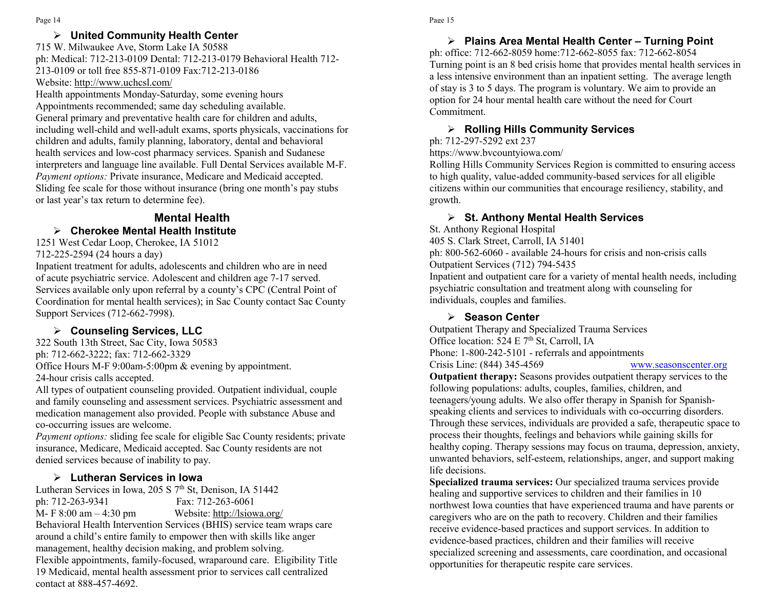### United Community Health Center

715 W. Milwaukee Ave, Storm Lake IA 50588
ph: Medical: 712-213-0109 Dental: 712-213-0179 Behavioral Health 712-213-0109 or toll free 855-871-0109 Fax:712-213-0186
Website: http://www.uchcsl.com/
Health appointments Monday-Saturday, some evening hours
Appointments recommended; same day scheduling available.
General primary and preventative health care for children and adults, including well-child and well-adult exams, sports physicals, vaccinations for children and adults, family planning, laboratory, dental and behavioral health services and low-cost pharmacy services. Spanish and Sudanese interpreters and language line available. Full Dental Services available M-F.
*Payment options:* Private insurance, Medicare and Medicaid accepted. Sliding fee scale for those without insurance (bring one month's pay stubs or last year's tax return to determine fee).

## Mental Health

### Cherokee Mental Health Institute

1251 West Cedar Loop, Cherokee, IA 51012
712-225-2594 (24 hours a day)
Inpatient treatment for adults, adolescents and children who are in need of acute psychiatric service. Adolescent and children age 7-17 served. Services available only upon referral by a county's CPC (Central Point of Coordination for mental health services); in Sac County contact Sac County Support Services (712-662-7998).

### Counseling Services, LLC

322 South 13th Street, Sac City, Iowa 50583
ph: 712-662-3222; fax: 712-662-3329
Office Hours M-F 9:00am-5:00pm & evening by appointment.
24-hour crisis calls accepted.
All types of outpatient counseling provided. Outpatient individual, couple and family counseling and assessment services. Psychiatric assessment and medication management also provided. People with substance Abuse and co-occurring issues are welcome.
*Payment options:* sliding fee scale for eligible Sac County residents; private insurance, Medicare, Medicaid accepted. Sac County residents are not denied services because of inability to pay.

### Lutheran Services in Iowa

Lutheran Services in Iowa, 205 S 7th St, Denison, IA 51442
ph: 712-263-9341 Fax: 712-263-6061
M- F 8:00 am – 4:30 pm Website: http://lsiowa.org/
Behavioral Health Intervention Services (BHIS) service team wraps care around a child's entire family to empower then with skills like anger management, healthy decision making, and problem solving.
Flexible appointments, family-focused, wraparound care. Eligibility Title 19 Medicaid, mental health assessment prior to services call centralized contact at 888-457-4692.

### Plains Area Mental Health Center – Turning Point

ph: office: 712-662-8059 home:712-662-8055 fax: 712-662-8054
Turning point is an 8 bed crisis home that provides mental health services in a less intensive environment than an inpatient setting. The average length of stay is 3 to 5 days. The program is voluntary. We aim to provide an option for 24 hour mental health care without the need for Court Commitment.

### Rolling Hills Community Services

ph: 712-297-5292 ext 237
https://www.bvcountyiowa.com/
Rolling Hills Community Services Region is committed to ensuring access to high quality, value-added community-based services for all eligible citizens within our communities that encourage resiliency, stability, and growth.

### St. Anthony Mental Health Services

St. Anthony Regional Hospital
405 S. Clark Street, Carroll, IA 51401
ph: 800-562-6060 - available 24-hours for crisis and non-crisis calls
Outpatient Services (712) 794-5435
Inpatient and outpatient care for a variety of mental health needs, including psychiatric consultation and treatment along with counseling for individuals, couples and families.

### Season Center

Outpatient Therapy and Specialized Trauma Services
Office location: 524 E 7th St, Carroll, IA
Phone: 1-800-242-5101 - referrals and appointments
Crisis Line: (844) 345-4569 www.seasonscenter.org
**Outpatient therapy:** Seasons provides outpatient therapy services to the following populations: adults, couples, families, children, and teenagers/young adults. We also offer therapy in Spanish for Spanish-speaking clients and services to individuals with co-occurring disorders. Through these services, individuals are provided a safe, therapeutic space to process their thoughts, feelings and behaviors while gaining skills for healthy coping. Therapy sessions may focus on trauma, depression, anxiety, unwanted behaviors, self-esteem, relationships, anger, and support making life decisions.
**Specialized trauma services:** Our specialized trauma services provide healing and supportive services to children and their families in 10 northwest Iowa counties that have experienced trauma and have parents or caregivers who are on the path to recovery. Children and their families receive evidence-based practices and support services. In addition to evidence-based practices, children and their families will receive specialized screening and assessments, care coordination, and occasional opportunities for therapeutic respite care services.